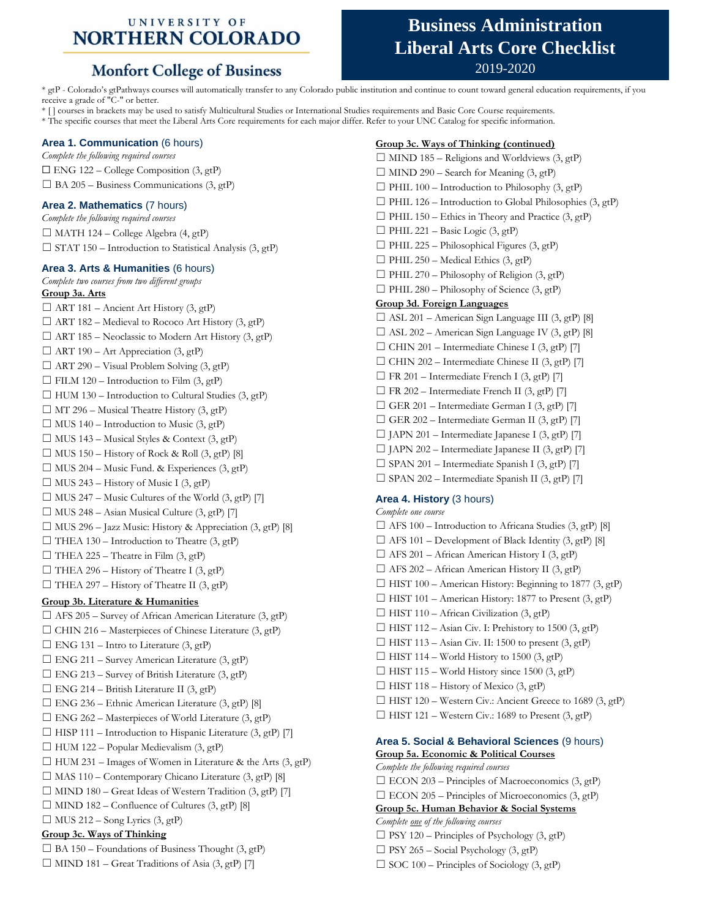UNIVERSITY OF NORTHERN COLORADO

Monfort College of Business

# Business Administration Liberal Arts Core Checklist

2019-2020

\* gtP - Colorado's gtPathways courses will automatically transfer to any Colorado public institution and continue to count toward general education requirements, if you receive a grade of "C-" or better.

\* [ ] courses in brackets may be used to satisfy Multicultural Studies or International Studies requirements and Basic Core Course requirements.

\* The specific courses that meet the Liberal Arts Core requirements for each major differ. Refer to your UNC Catalog for specific information.

## Area 1. Communication (6 hours)

*Complete the following required courses*

- ☐ ENG 122 – College Composition (3, gtP)
- ☐ BA 205 – Business Communications (3, gtP)

## Area 2. Mathematics (7 hours)

*Complete the following required courses*

- ☐ MATH 124 – College Algebra (4, gtP)
- ☐ STAT 150 – Introduction to Statistical Analysis (3, gtP)

## Area 3. Arts & Humanities (6 hours)

*Complete two courses from two different groups*

### Group 3a. Arts

- ☐ ART 181 – Ancient Art History (3, gtP)
- ☐ ART 182 – Medieval to Rococo Art History (3, gtP)
- ☐ ART 185 – Neoclassic to Modern Art History (3, gtP)
- ☐ ART 190 – Art Appreciation (3, gtP)
- ☐ ART 290 – Visual Problem Solving (3, gtP)
- ☐ FILM 120 – Introduction to Film (3, gtP)
- ☐ HUM 130 – Introduction to Cultural Studies (3, gtP)
- ☐ MT 296 – Musical Theatre History (3, gtP)
- ☐ MUS 140 – Introduction to Music (3, gtP)
- ☐ MUS 143 – Musical Styles & Context (3, gtP)
- ☐ MUS 150 – History of Rock & Roll (3, gtP) [8]
- ☐ MUS 204 – Music Fund. & Experiences (3, gtP)
- ☐ MUS 243 – History of Music I (3, gtP)
- ☐ MUS 247 – Music Cultures of the World (3, gtP) [7]
- ☐ MUS 248 – Asian Musical Culture (3, gtP) [7]
- ☐ MUS 296 – Jazz Music: History & Appreciation (3, gtP) [8]
- ☐ THEA 130 – Introduction to Theatre (3, gtP)
- ☐ THEA 225 – Theatre in Film (3, gtP)
- ☐ THEA 296 – History of Theatre I (3, gtP)
- ☐ THEA 297 – History of Theatre II (3, gtP)

### Group 3b. Literature & Humanities

- ☐ AFS 205 – Survey of African American Literature (3, gtP)
- ☐ CHIN 216 – Masterpieces of Chinese Literature (3, gtP)
- ☐ ENG 131 – Intro to Literature (3, gtP)
- ☐ ENG 211 – Survey American Literature (3, gtP)
- ☐ ENG 213 – Survey of British Literature (3, gtP)
- ☐ ENG 214 – British Literature II (3, gtP)
- ☐ ENG 236 – Ethnic American Literature (3, gtP) [8]
- ☐ ENG 262 – Masterpieces of World Literature (3, gtP)
- ☐ HISP 111 – Introduction to Hispanic Literature (3, gtP) [7]
- ☐ HUM 122 – Popular Medievalism (3, gtP)
- ☐ HUM 231 – Images of Women in Literature & the Arts (3, gtP)
- ☐ MAS 110 – Contemporary Chicano Literature (3, gtP) [8]
- ☐ MIND 180 – Great Ideas of Western Tradition (3, gtP) [7]
- ☐ MIND 182 – Confluence of Cultures (3, gtP) [8]
- ☐ MUS 212 – Song Lyrics (3, gtP)

### Group 3c. Ways of Thinking

- ☐ BA 150 – Foundations of Business Thought (3, gtP)
- ☐ MIND 181 – Great Traditions of Asia (3, gtP) [7]
- ☐ MIND 185 – Religions and Worldviews (3, gtP)
- ☐ MIND 290 – Search for Meaning (3, gtP)
- ☐ PHIL 100 – Introduction to Philosophy (3, gtP)
- ☐ PHIL 126 – Introduction to Global Philosophies (3, gtP)
- ☐ PHIL 150 – Ethics in Theory and Practice (3, gtP)
- ☐ PHIL 221 – Basic Logic (3, gtP)
- ☐ PHIL 225 – Philosophical Figures (3, gtP)
- ☐ PHIL 250 – Medical Ethics (3, gtP)
- ☐ PHIL 270 – Philosophy of Religion (3, gtP)
- ☐ PHIL 280 – Philosophy of Science (3, gtP)

### Group 3d. Foreign Languages

- ☐ ASL 201 – American Sign Language III (3, gtP) [8]
- ☐ ASL 202 – American Sign Language IV (3, gtP) [8]
- ☐ CHIN 201 – Intermediate Chinese I (3, gtP) [7]
- ☐ CHIN 202 – Intermediate Chinese II (3, gtP) [7]
- ☐ FR 201 – Intermediate French I (3, gtP) [7]
- ☐ FR 202 – Intermediate French II (3, gtP) [7]
- ☐ GER 201 – Intermediate German I (3, gtP) [7]
- ☐ GER 202 – Intermediate German II (3, gtP) [7]
- ☐ JAPN 201 – Intermediate Japanese I (3, gtP) [7]
- ☐ JAPN 202 – Intermediate Japanese II (3, gtP) [7]
- ☐ SPAN 201 – Intermediate Spanish I (3, gtP) [7]
- ☐ SPAN 202 – Intermediate Spanish II (3, gtP) [7]

## Area 4. History (3 hours)

*Complete one course*

- ☐ AFS 100 – Introduction to Africana Studies (3, gtP) [8]
- ☐ AFS 101 – Development of Black Identity (3, gtP) [8]
- ☐ AFS 201 – African American History I (3, gtP)
- ☐ AFS 202 – African American History II (3, gtP)
- ☐ HIST 100 – American History: Beginning to 1877 (3, gtP)
- ☐ HIST 101 – American History: 1877 to Present (3, gtP)
- ☐ HIST 110 – African Civilization (3, gtP)
- ☐ HIST 112 – Asian Civ. I: Prehistory to 1500 (3, gtP)
- ☐ HIST 113 – Asian Civ. II: 1500 to present (3, gtP)
- ☐ HIST 114 – World History to 1500 (3, gtP)
- ☐ HIST 115 – World History since 1500 (3, gtP)
- ☐ HIST 118 – History of Mexico (3, gtP)
- ☐ HIST 120 – Western Civ.: Ancient Greece to 1689 (3, gtP)
- ☐ HIST 121 – Western Civ.: 1689 to Present (3, gtP)

## Area 5. Social & Behavioral Sciences (9 hours)

### Group 5a. Economic & Political Courses

*Complete the following required courses*

- ☐ ECON 203 – Principles of Macroeconomics (3, gtP)
- ☐ ECON 205 – Principles of Microeconomics (3, gtP)

### Group 5c. Human Behavior & Social Systems

*Complete one of the following courses*

- ☐ PSY 120 – Principles of Psychology (3, gtP)
- ☐ PSY 265 – Social Psychology (3, gtP)
- ☐ SOC 100 – Principles of Sociology (3, gtP)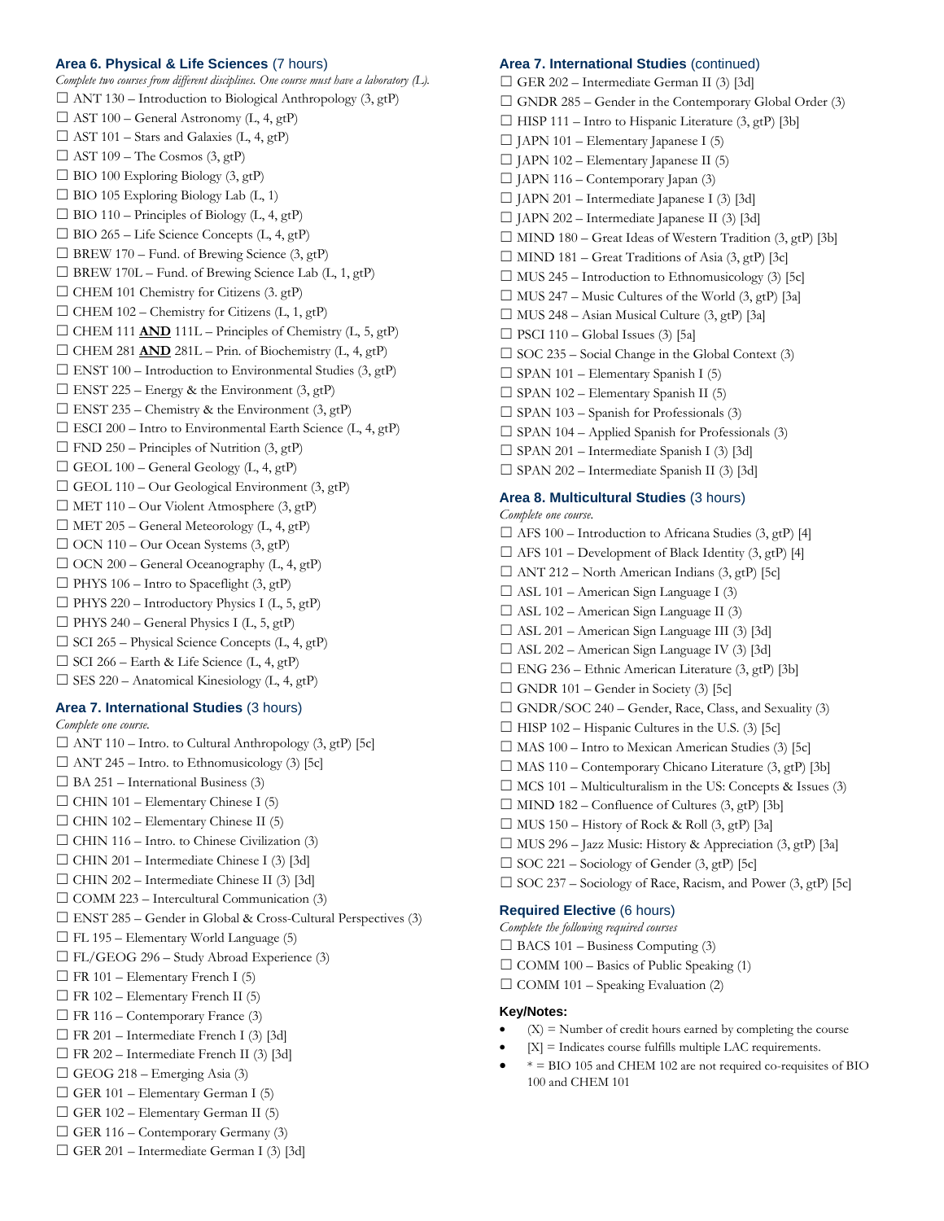### Area 6. Physical & Life Sciences (7 hours)

*Complete two courses from different disciplines. One course must have a laboratory (L).*

- ☐ ANT 130 – Introduction to Biological Anthropology (3, gtP)
- ☐ AST 100 – General Astronomy (L, 4, gtP)
- ☐ AST 101 – Stars and Galaxies (L, 4, gtP)
- ☐ AST 109 – The Cosmos (3, gtP)
- ☐ BIO 100 Exploring Biology (3, gtP)
- ☐ BIO 105 Exploring Biology Lab (L, 1)
- ☐ BIO 110 – Principles of Biology (L, 4, gtP)
- ☐ BIO 265 – Life Science Concepts (L, 4, gtP)
- ☐ BREW 170 – Fund. of Brewing Science (3, gtP)
- ☐ BREW 170L – Fund. of Brewing Science Lab (L, 1, gtP)
- ☐ CHEM 101 Chemistry for Citizens (3. gtP)
- ☐ CHEM 102 – Chemistry for Citizens (L, 1, gtP)
- ☐ CHEM 111 **AND** 111L – Principles of Chemistry (L, 5, gtP)
- ☐ CHEM 281 **AND** 281L – Prin. of Biochemistry (L, 4, gtP)
- ☐ ENST 100 – Introduction to Environmental Studies (3, gtP)
- ☐ ENST 225 – Energy & the Environment (3, gtP)
- ☐ ENST 235 – Chemistry & the Environment (3, gtP)
- ☐ ESCI 200 – Intro to Environmental Earth Science (L, 4, gtP)
- ☐ FND 250 – Principles of Nutrition (3, gtP)
- ☐ GEOL 100 – General Geology (L, 4, gtP)
- ☐ GEOL 110 – Our Geological Environment (3, gtP)
- ☐ MET 110 – Our Violent Atmosphere (3, gtP)
- ☐ MET 205 – General Meteorology (L, 4, gtP)
- ☐ OCN 110 – Our Ocean Systems (3, gtP)
- ☐ OCN 200 – General Oceanography (L, 4, gtP)
- ☐ PHYS 106 – Intro to Spaceflight (3, gtP)
- ☐ PHYS 220 – Introductory Physics I (L, 5, gtP)
- ☐ PHYS 240 – General Physics I (L, 5, gtP)
- ☐ SCI 265 – Physical Science Concepts (L, 4, gtP)
- ☐ SCI 266 – Earth & Life Science (L, 4, gtP)
- ☐ SES 220 – Anatomical Kinesiology (L, 4, gtP)

### Area 7. International Studies (3 hours)

*Complete one course.*

- ☐ ANT 110 – Intro. to Cultural Anthropology (3, gtP) [5c]
- ☐ ANT 245 – Intro. to Ethnomusicology (3) [5c]
- ☐ BA 251 – International Business (3)
- ☐ CHIN 101 – Elementary Chinese I (5)
- ☐ CHIN 102 – Elementary Chinese II (5)
- ☐ CHIN 116 – Intro. to Chinese Civilization (3)
- ☐ CHIN 201 – Intermediate Chinese I (3) [3d]
- ☐ CHIN 202 – Intermediate Chinese II (3) [3d]
- ☐ COMM 223 – Intercultural Communication (3)
- ☐ ENST 285 – Gender in Global & Cross-Cultural Perspectives (3)
- ☐ FL 195 – Elementary World Language (5)
- ☐ FL/GEOG 296 – Study Abroad Experience (3)
- ☐ FR 101 – Elementary French I (5)
- ☐ FR 102 – Elementary French II (5)
- ☐ FR 116 – Contemporary France (3)
- ☐ FR 201 – Intermediate French I (3) [3d]
- ☐ FR 202 – Intermediate French II (3) [3d]
- ☐ GEOG 218 – Emerging Asia (3)
- ☐ GER 101 – Elementary German I (5)
- ☐ GER 102 – Elementary German II (5)
- ☐ GER 116 – Contemporary Germany (3)
- ☐ GER 201 – Intermediate German I (3) [3d]

### Area 7. International Studies (continued)

- ☐ GER 202 – Intermediate German II (3) [3d]
- ☐ GNDR 285 – Gender in the Contemporary Global Order (3)
- ☐ HISP 111 – Intro to Hispanic Literature (3, gtP) [3b]
- ☐ JAPN 101 – Elementary Japanese I (5)
- ☐ JAPN 102 – Elementary Japanese II (5)
- ☐ JAPN 116 – Contemporary Japan (3)
- ☐ JAPN 201 – Intermediate Japanese I (3) [3d]
- ☐ JAPN 202 – Intermediate Japanese II (3) [3d]
- ☐ MIND 180 – Great Ideas of Western Tradition (3, gtP) [3b]
- ☐ MIND 181 – Great Traditions of Asia (3, gtP) [3c]
- ☐ MUS 245 – Introduction to Ethnomusicology (3) [5c]
- ☐ MUS 247 – Music Cultures of the World (3, gtP) [3a]
- ☐ MUS 248 – Asian Musical Culture (3, gtP) [3a]
- ☐ PSCI 110 – Global Issues (3) [5a]
- ☐ SOC 235 – Social Change in the Global Context (3)
- ☐ SPAN 101 – Elementary Spanish I (5)
- ☐ SPAN 102 – Elementary Spanish II (5)
- ☐ SPAN 103 – Spanish for Professionals (3)
- ☐ SPAN 104 – Applied Spanish for Professionals (3)
- ☐ SPAN 201 – Intermediate Spanish I (3) [3d]
- ☐ SPAN 202 – Intermediate Spanish II (3) [3d]

### Area 8. Multicultural Studies (3 hours)

*Complete one course.*

- ☐ AFS 100 – Introduction to Africana Studies (3, gtP) [4]
- ☐ AFS 101 – Development of Black Identity (3, gtP) [4]
- ☐ ANT 212 – North American Indians (3, gtP) [5c]
- ☐ ASL 101 – American Sign Language I (3)
- ☐ ASL 102 – American Sign Language II (3)
- ☐ ASL 201 – American Sign Language III (3) [3d]
- ☐ ASL 202 – American Sign Language IV (3) [3d]
- ☐ ENG 236 – Ethnic American Literature (3, gtP) [3b]
- ☐ GNDR 101 – Gender in Society (3) [5c]
- ☐ GNDR/SOC 240 – Gender, Race, Class, and Sexuality (3)
- ☐ HISP 102 – Hispanic Cultures in the U.S. (3) [5c]
- ☐ MAS 100 – Intro to Mexican American Studies (3) [5c]
- ☐ MAS 110 – Contemporary Chicano Literature (3, gtP) [3b]
- ☐ MCS 101 – Multiculturalism in the US: Concepts & Issues (3)
- ☐ MIND 182 – Confluence of Cultures (3, gtP) [3b]
- ☐ MUS 150 – History of Rock & Roll (3, gtP) [3a]
- ☐ MUS 296 – Jazz Music: History & Appreciation (3, gtP) [3a]
- ☐ SOC 221 – Sociology of Gender (3, gtP) [5c]
- ☐ SOC 237 – Sociology of Race, Racism, and Power (3, gtP) [5c]

### Required Elective (6 hours)

*Complete the following required courses*

- ☐ BACS 101 – Business Computing (3)
- ☐ COMM 100 – Basics of Public Speaking (1)
- ☐ COMM 101 – Speaking Evaluation (2)

**Key/Notes:**

- (X) = Number of credit hours earned by completing the course
- [X] = Indicates course fulfills multiple LAC requirements.
- * = BIO 105 and CHEM 102 are not required co-requisites of BIO 100 and CHEM 101